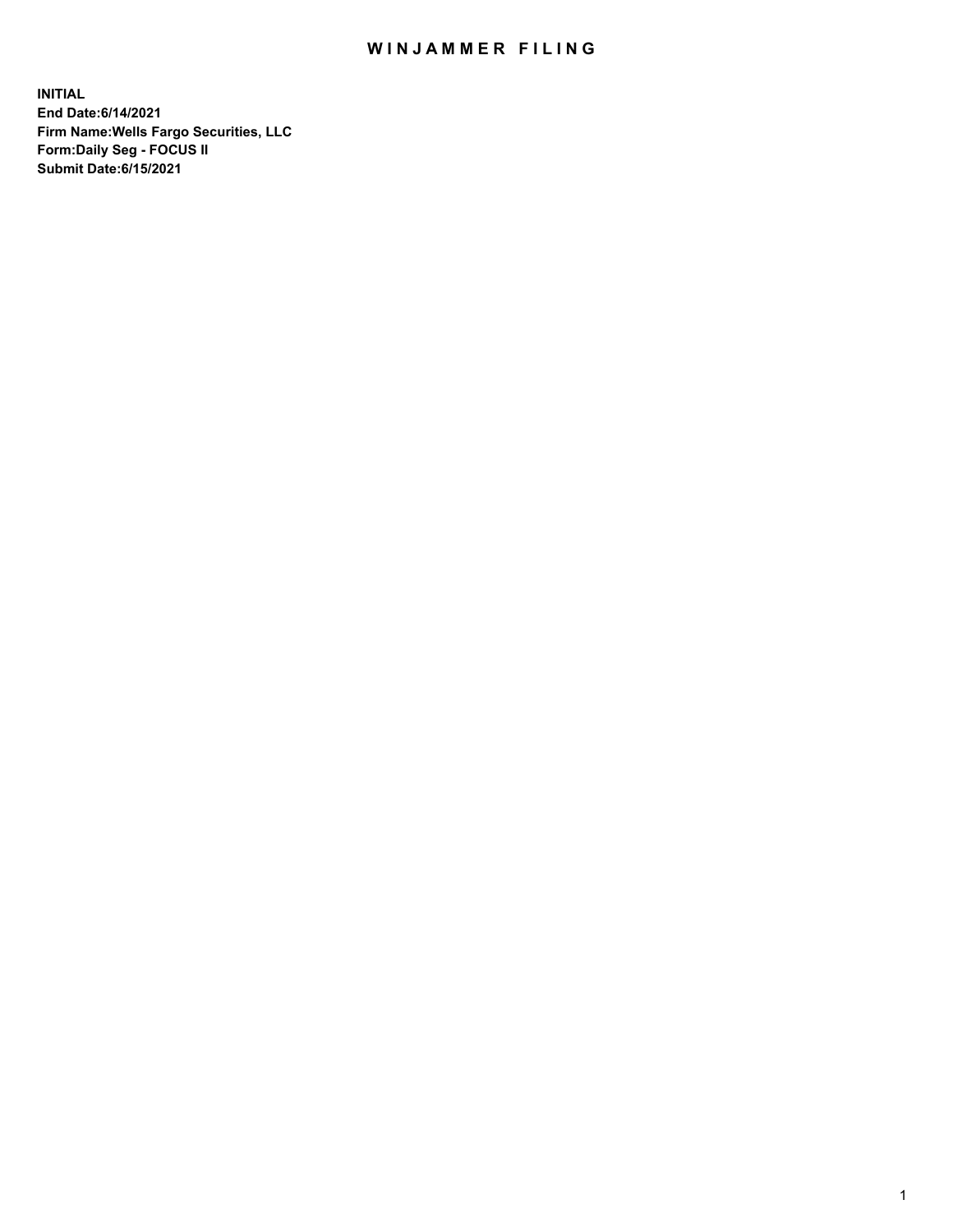# WINJAMMER FILING

**INITIAL**
**End Date:6/14/2021**
**Firm Name:Wells Fargo Securities, LLC**
**Form:Daily Seg - FOCUS II**
**Submit Date:6/15/2021**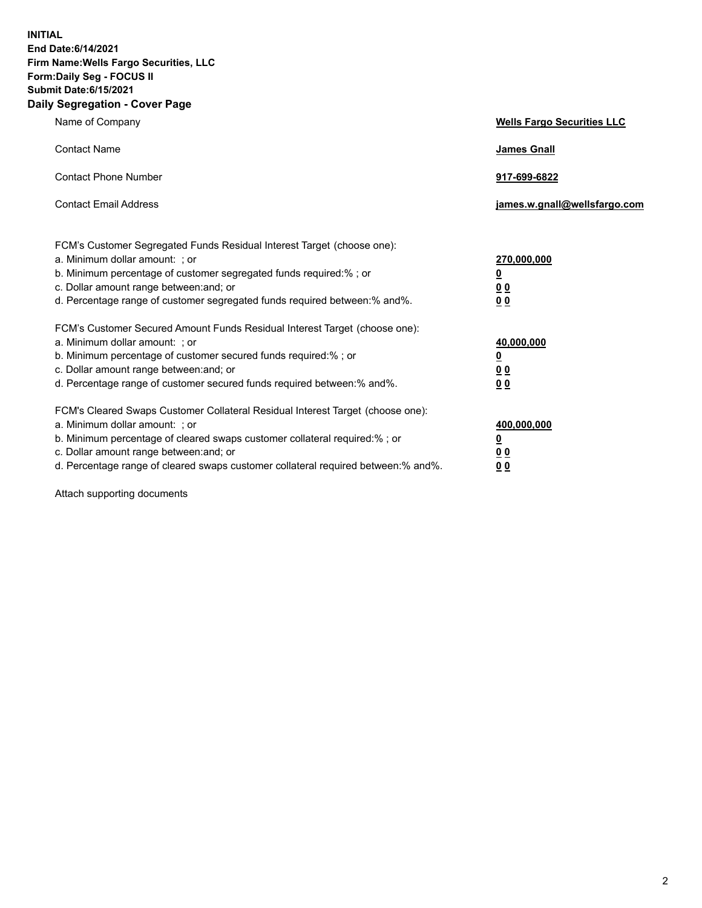**INITIAL**
**End Date:6/14/2021**
**Firm Name:Wells Fargo Securities, LLC**
**Form:Daily Seg - FOCUS II**
**Submit Date:6/15/2021**

## Daily Segregation - Cover Page

| | |
|---|---|
| Name of Company | **Wells Fargo Securities LLC** |
| Contact Name | **James Gnall** |
| Contact Phone Number | **917-699-6822** |
| Contact Email Address | **james.w.gnall@wellsfargo.com** |

FCM's Customer Segregated Funds Residual Interest Target (choose one):

| | |
|---|---|
| a. Minimum dollar amount: ; or | **270,000,000** |
| b. Minimum percentage of customer segregated funds required:% ; or | **0** |
| c. Dollar amount range between:and; or | **0 0** |
| d. Percentage range of customer segregated funds required between:% and%. | **0 0** |

FCM's Customer Secured Amount Funds Residual Interest Target (choose one):

| | |
|---|---|
| a. Minimum dollar amount: ; or | **40,000,000** |
| b. Minimum percentage of customer secured funds required:% ; or | **0** |
| c. Dollar amount range between:and; or | **0 0** |
| d. Percentage range of customer secured funds required between:% and%. | **0 0** |

FCM's Cleared Swaps Customer Collateral Residual Interest Target (choose one):

| | |
|---|---|
| a. Minimum dollar amount: ; or | **400,000,000** |
| b. Minimum percentage of cleared swaps customer collateral required:% ; or | **0** |
| c. Dollar amount range between:and; or | **0 0** |
| d. Percentage range of cleared swaps customer collateral required between:% and%. | **0 0** |

Attach supporting documents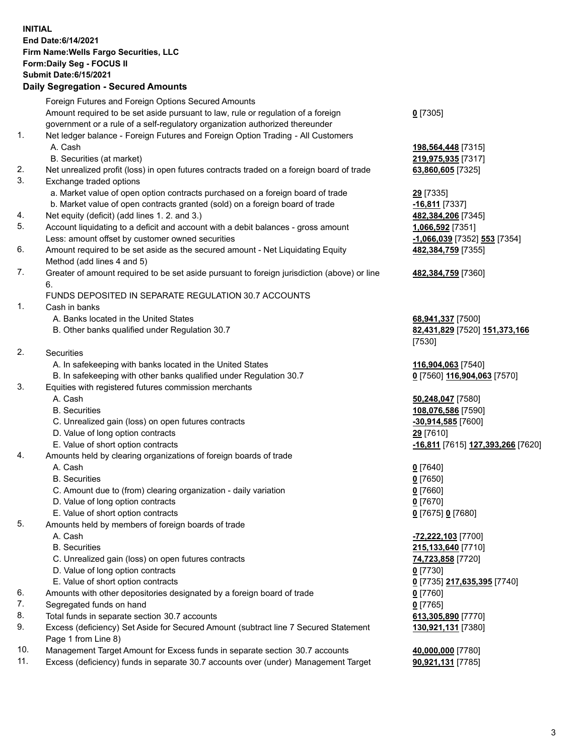**INITIAL**
**End Date:6/14/2021**
**Firm Name:Wells Fargo Securities, LLC**
**Form:Daily Seg - FOCUS II**
**Submit Date:6/15/2021**

## Daily Segregation - Secured Amounts

| | | |
|---|---|---|
| | Foreign Futures and Foreign Options Secured Amounts | |
| | Amount required to be set aside pursuant to law, rule or regulation of a foreign government or a rule of a self-regulatory organization authorized thereunder | **0** [7305] |
| 1. | Net ledger balance - Foreign Futures and Foreign Option Trading - All Customers | |
| | A. Cash | **198,564,448** [7315] |
| | B. Securities (at market) | **219,975,935** [7317] |
| 2. | Net unrealized profit (loss) in open futures contracts traded on a foreign board of trade | **63,860,605** [7325] |
| 3. | Exchange traded options | |
| | a. Market value of open option contracts purchased on a foreign board of trade | **29** [7335] |
| | b. Market value of open contracts granted (sold) on a foreign board of trade | **-16,811** [7337] |
| 4. | Net equity (deficit) (add lines 1. 2. and 3.) | **482,384,206** [7345] |
| 5. | Account liquidating to a deficit and account with a debit balances - gross amount | **1,066,592** [7351] |
| | Less: amount offset by customer owned securities | **-1,066,039** [7352] **553** [7354] |
| 6. | Amount required to be set aside as the secured amount - Net Liquidating Equity Method (add lines 4 and 5) | **482,384,759** [7355] |
| 7. | Greater of amount required to be set aside pursuant to foreign jurisdiction (above) or line 6. | **482,384,759** [7360] |
| | FUNDS DEPOSITED IN SEPARATE REGULATION 30.7 ACCOUNTS | |
| 1. | Cash in banks | |
| | A. Banks located in the United States | **68,941,337** [7500] |
| | B. Other banks qualified under Regulation 30.7 | **82,431,829** [7520] **151,373,166** [7530] |
| 2. | Securities | |
| | A. In safekeeping with banks located in the United States | **116,904,063** [7540] |
| | B. In safekeeping with other banks qualified under Regulation 30.7 | **0** [7560] **116,904,063** [7570] |
| 3. | Equities with registered futures commission merchants | |
| | A. Cash | **50,248,047** [7580] |
| | B. Securities | **108,076,586** [7590] |
| | C. Unrealized gain (loss) on open futures contracts | **-30,914,585** [7600] |
| | D. Value of long option contracts | **29** [7610] |
| | E. Value of short option contracts | **-16,811** [7615] **127,393,266** [7620] |
| 4. | Amounts held by clearing organizations of foreign boards of trade | |
| | A. Cash | **0** [7640] |
| | B. Securities | **0** [7650] |
| | C. Amount due to (from) clearing organization - daily variation | **0** [7660] |
| | D. Value of long option contracts | **0** [7670] |
| | E. Value of short option contracts | **0** [7675] **0** [7680] |
| 5. | Amounts held by members of foreign boards of trade | |
| | A. Cash | **-72,222,103** [7700] |
| | B. Securities | **215,133,640** [7710] |
| | C. Unrealized gain (loss) on open futures contracts | **74,723,858** [7720] |
| | D. Value of long option contracts | **0** [7730] |
| | E. Value of short option contracts | **0** [7735] **217,635,395** [7740] |
| 6. | Amounts with other depositories designated by a foreign board of trade | **0** [7760] |
| 7. | Segregated funds on hand | **0** [7765] |
| 8. | Total funds in separate section 30.7 accounts | **613,305,890** [7770] |
| 9. | Excess (deficiency) Set Aside for Secured Amount (subtract line 7 Secured Statement Page 1 from Line 8) | **130,921,131** [7380] |
| 10. | Management Target Amount for Excess funds in separate section 30.7 accounts | **40,000,000** [7780] |
| 11. | Excess (deficiency) funds in separate 30.7 accounts over (under) Management Target | **90,921,131** [7785] |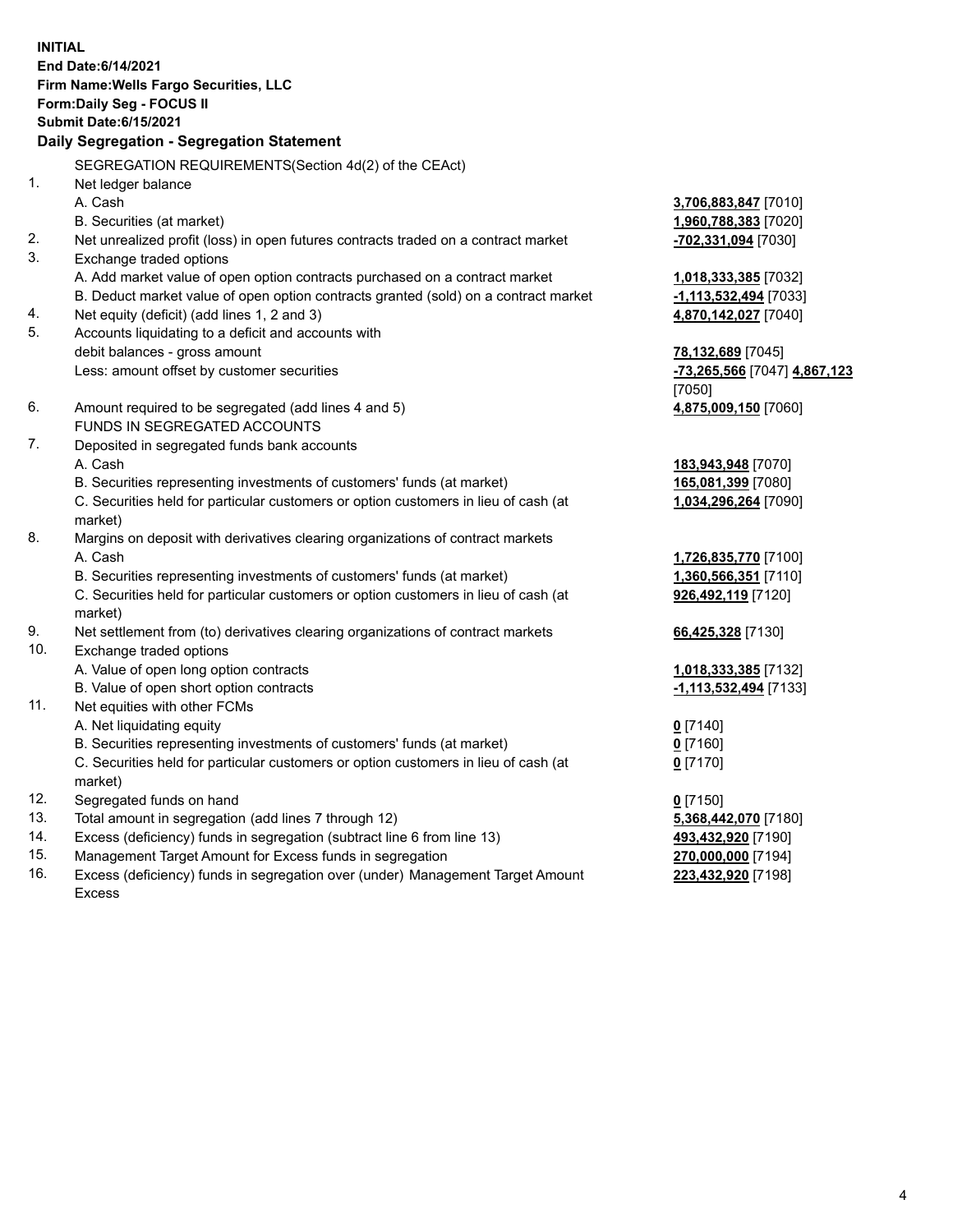**INITIAL**
**End Date:6/14/2021**
**Firm Name:Wells Fargo Securities, LLC**
**Form:Daily Seg - FOCUS II**
**Submit Date:6/15/2021**

**Daily Segregation - Segregation Statement**

| | | |
|---|---|---|
| | SEGREGATION REQUIREMENTS(Section 4d(2) of the CEAct) | |
| 1. | Net ledger balance | |
| | A. Cash | **3,706,883,847** [7010] |
| | B. Securities (at market) | **1,960,788,383** [7020] |
| 2. | Net unrealized profit (loss) in open futures contracts traded on a contract market | **-702,331,094** [7030] |
| 3. | Exchange traded options | |
| | A. Add market value of open option contracts purchased on a contract market | **1,018,333,385** [7032] |
| | B. Deduct market value of open option contracts granted (sold) on a contract market | **-1,113,532,494** [7033] |
| 4. | Net equity (deficit) (add lines 1, 2 and 3) | **4,870,142,027** [7040] |
| 5. | Accounts liquidating to a deficit and accounts with | |
| | debit balances - gross amount | **78,132,689** [7045] |
| | Less: amount offset by customer securities | **-73,265,566** [7047] **4,867,123** [7050] |
| 6. | Amount required to be segregated (add lines 4 and 5) | **4,875,009,150** [7060] |
| | FUNDS IN SEGREGATED ACCOUNTS | |
| 7. | Deposited in segregated funds bank accounts | |
| | A. Cash | **183,943,948** [7070] |
| | B. Securities representing investments of customers' funds (at market) | **165,081,399** [7080] |
| | C. Securities held for particular customers or option customers in lieu of cash (at market) | **1,034,296,264** [7090] |
| 8. | Margins on deposit with derivatives clearing organizations of contract markets | |
| | A. Cash | **1,726,835,770** [7100] |
| | B. Securities representing investments of customers' funds (at market) | **1,360,566,351** [7110] |
| | C. Securities held for particular customers or option customers in lieu of cash (at market) | **926,492,119** [7120] |
| 9. | Net settlement from (to) derivatives clearing organizations of contract markets | **66,425,328** [7130] |
| 10. | Exchange traded options | |
| | A. Value of open long option contracts | **1,018,333,385** [7132] |
| | B. Value of open short option contracts | **-1,113,532,494** [7133] |
| 11. | Net equities with other FCMs | |
| | A. Net liquidating equity | **0** [7140] |
| | B. Securities representing investments of customers' funds (at market) | **0** [7160] |
| | C. Securities held for particular customers or option customers in lieu of cash (at market) | **0** [7170] |
| 12. | Segregated funds on hand | **0** [7150] |
| 13. | Total amount in segregation (add lines 7 through 12) | **5,368,442,070** [7180] |
| 14. | Excess (deficiency) funds in segregation (subtract line 6 from line 13) | **493,432,920** [7190] |
| 15. | Management Target Amount for Excess funds in segregation | **270,000,000** [7194] |
| 16. | Excess (deficiency) funds in segregation over (under) Management Target Amount Excess | **223,432,920** [7198] |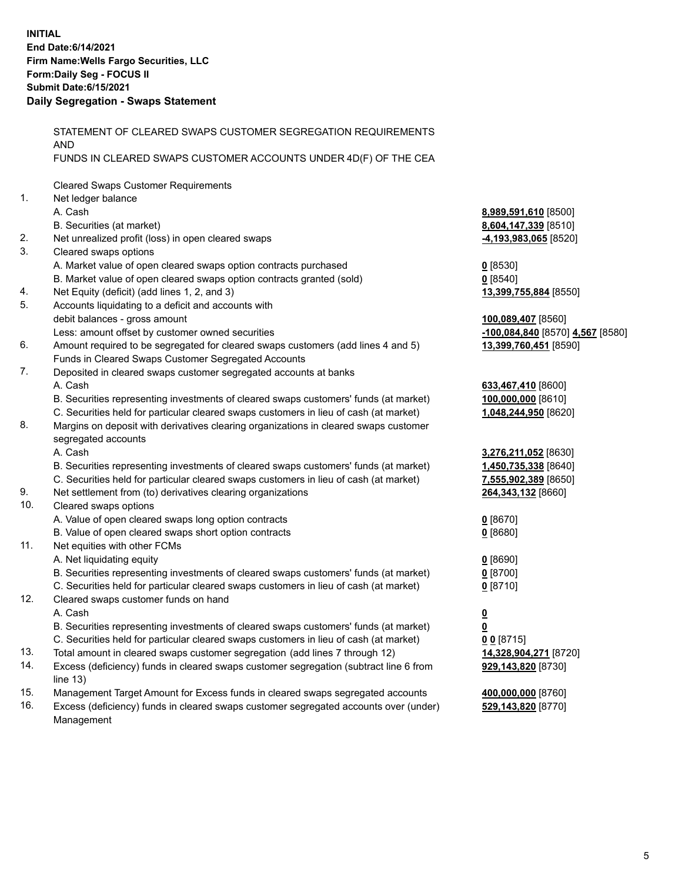**INITIAL**
**End Date:6/14/2021**
**Firm Name:Wells Fargo Securities, LLC**
**Form:Daily Seg - FOCUS II**
**Submit Date:6/15/2021**
**Daily Segregation - Swaps Statement**

STATEMENT OF CLEARED SWAPS CUSTOMER SEGREGATION REQUIREMENTS AND FUNDS IN CLEARED SWAPS CUSTOMER ACCOUNTS UNDER 4D(F) OF THE CEA

| | | |
|---|---|---|
| | Cleared Swaps Customer Requirements | |
| 1. | Net ledger balance | |
| | A. Cash | **8,989,591,610** [8500] |
| | B. Securities (at market) | **8,604,147,339** [8510] |
| 2. | Net unrealized profit (loss) in open cleared swaps | **-4,193,983,065** [8520] |
| 3. | Cleared swaps options | |
| | A. Market value of open cleared swaps option contracts purchased | **0** [8530] |
| | B. Market value of open cleared swaps option contracts granted (sold) | **0** [8540] |
| 4. | Net Equity (deficit) (add lines 1, 2, and 3) | **13,399,755,884** [8550] |
| 5. | Accounts liquidating to a deficit and accounts with debit balances - gross amount | **100,089,407** [8560] |
| | Less: amount offset by customer owned securities | **-100,084,840** [8570] **4,567** [8580] |
| 6. | Amount required to be segregated for cleared swaps customers (add lines 4 and 5) | **13,399,760,451** [8590] |
| | Funds in Cleared Swaps Customer Segregated Accounts | |
| 7. | Deposited in cleared swaps customer segregated accounts at banks | |
| | A. Cash | **633,467,410** [8600] |
| | B. Securities representing investments of cleared swaps customers' funds (at market) | **100,000,000** [8610] |
| | C. Securities held for particular cleared swaps customers in lieu of cash (at market) | **1,048,244,950** [8620] |
| 8. | Margins on deposit with derivatives clearing organizations in cleared swaps customer segregated accounts | |
| | A. Cash | **3,276,211,052** [8630] |
| | B. Securities representing investments of cleared swaps customers' funds (at market) | **1,450,735,338** [8640] |
| | C. Securities held for particular cleared swaps customers in lieu of cash (at market) | **7,555,902,389** [8650] |
| 9. | Net settlement from (to) derivatives clearing organizations | **264,343,132** [8660] |
| 10. | Cleared swaps options | |
| | A. Value of open cleared swaps long option contracts | **0** [8670] |
| | B. Value of open cleared swaps short option contracts | **0** [8680] |
| 11. | Net equities with other FCMs | |
| | A. Net liquidating equity | **0** [8690] |
| | B. Securities representing investments of cleared swaps customers' funds (at market) | **0** [8700] |
| | C. Securities held for particular cleared swaps customers in lieu of cash (at market) | **0** [8710] |
| 12. | Cleared swaps customer funds on hand | |
| | A. Cash | **0** |
| | B. Securities representing investments of cleared swaps customers' funds (at market) | **0** |
| | C. Securities held for particular cleared swaps customers in lieu of cash (at market) | **0** **0** [8715] |
| 13. | Total amount in cleared swaps customer segregation (add lines 7 through 12) | **14,328,904,271** [8720] |
| 14. | Excess (deficiency) funds in cleared swaps customer segregation (subtract line 6 from line 13) | **929,143,820** [8730] |
| 15. | Management Target Amount for Excess funds in cleared swaps segregated accounts | **400,000,000** [8760] |
| 16. | Excess (deficiency) funds in cleared swaps customer segregated accounts over (under) Management | **529,143,820** [8770] |